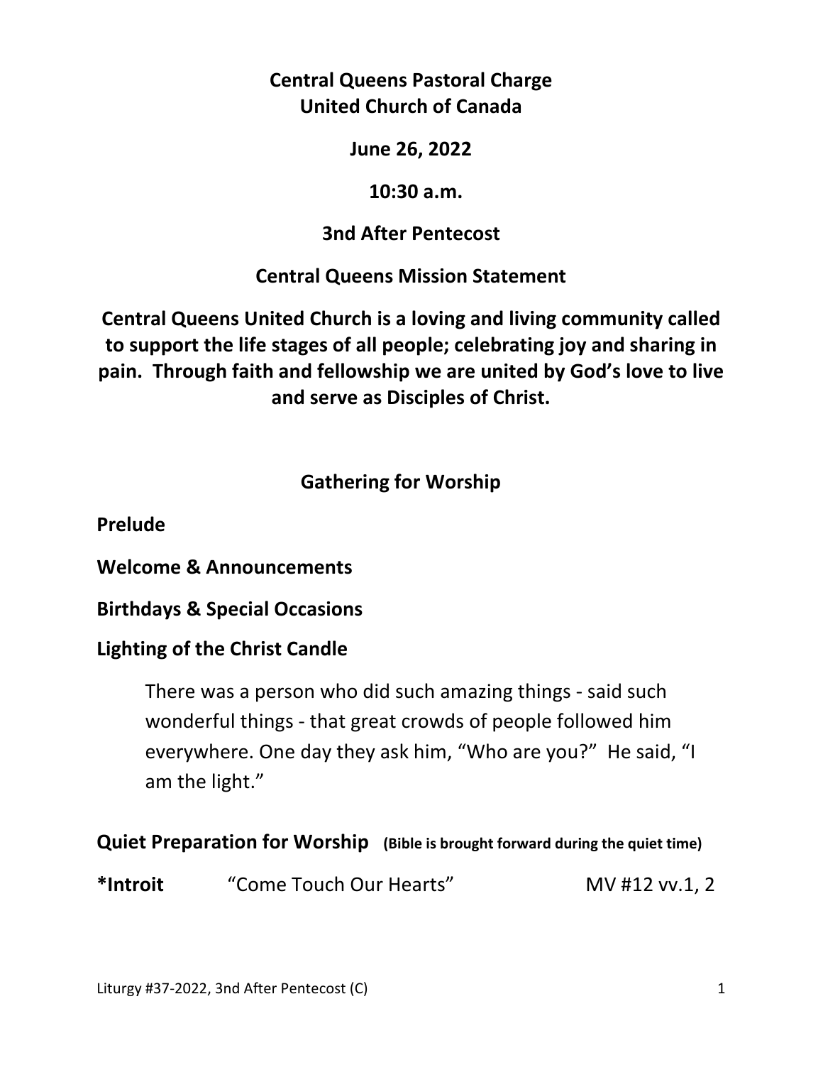**Central Queens Pastoral Charge**
**United Church of Canada**

**June 26, 2022**

**10:30 a.m.**

**3nd After Pentecost**

**Central Queens Mission Statement**

**Central Queens United Church is a loving and living community called to support the life stages of all people; celebrating joy and sharing in pain. Through faith and fellowship we are united by God's love to live and serve as Disciples of Christ.**

## Gathering for Worship

**Prelude**

**Welcome & Announcements**

**Birthdays & Special Occasions**

**Lighting of the Christ Candle**

> There was a person who did such amazing things - said such wonderful things - that great crowds of people followed him everywhere. One day they ask him, "Who are you?" He said, "I am the light."

**Quiet Preparation for Worship** **(Bible is brought forward during the quiet time)**

**\*Introit** "Come Touch Our Hearts" MV #12 vv.1, 2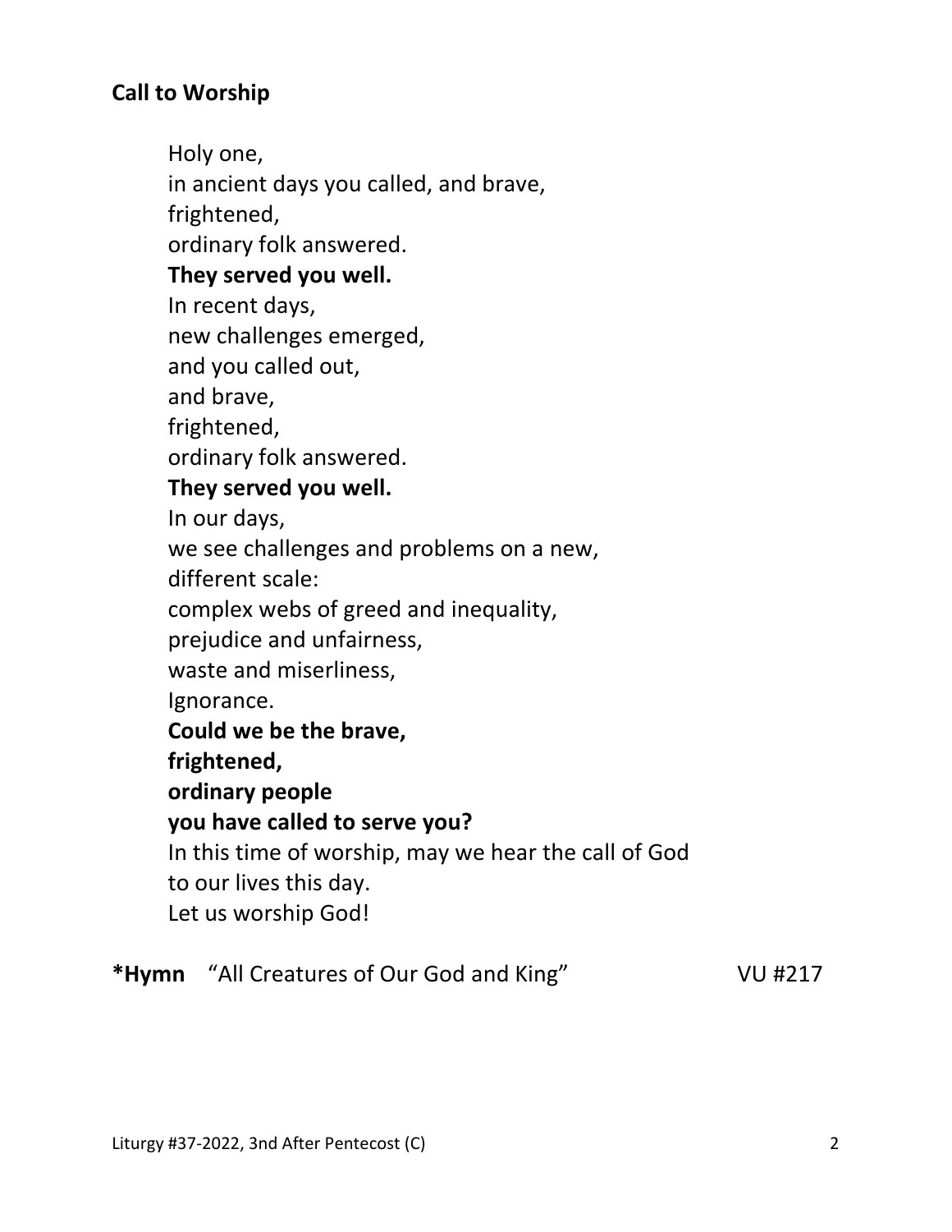**Call to Worship**

Holy one,  
in ancient days you called, and brave,  
frightened,  
ordinary folk answered.  
**They served you well.**  
In recent days,  
new challenges emerged,  
and you called out,  
and brave,  
frightened,  
ordinary folk answered.  
**They served you well.**  
In our days,  
we see challenges and problems on a new,  
different scale:  
complex webs of greed and inequality,  
prejudice and unfairness,  
waste and miserliness,  
Ignorance.  
**Could we be the brave,**  
**frightened,**  
**ordinary people**  
**you have called to serve you?**  
In this time of worship, may we hear the call of God  
to our lives this day.  
Let us worship God!

**\*Hymn** "All Creatures of Our God and King" VU #217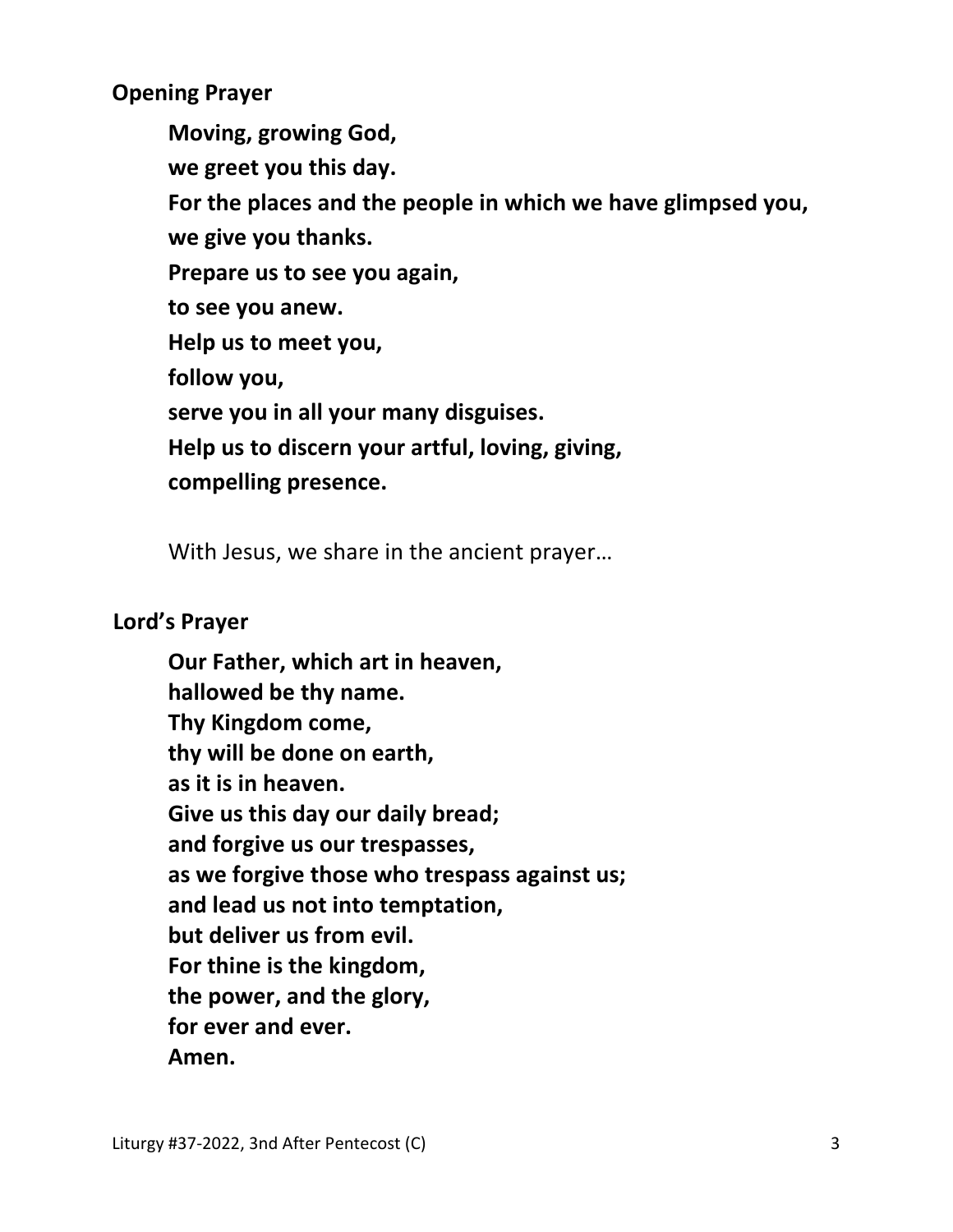**Opening Prayer**

**Moving, growing God,**
**we greet you this day.**
**For the places and the people in which we have glimpsed you,**
**we give you thanks.**
**Prepare us to see you again,**
**to see you anew.**
**Help us to meet you,**
**follow you,**
**serve you in all your many disguises.**
**Help us to discern your artful, loving, giving,**
**compelling presence.**

With Jesus, we share in the ancient prayer…

**Lord's Prayer**

**Our Father, which art in heaven,**
**hallowed be thy name.**
**Thy Kingdom come,**
**thy will be done on earth,**
**as it is in heaven.**
**Give us this day our daily bread;**
**and forgive us our trespasses,**
**as we forgive those who trespass against us;**
**and lead us not into temptation,**
**but deliver us from evil.**
**For thine is the kingdom,**
**the power, and the glory,**
**for ever and ever.**
**Amen.**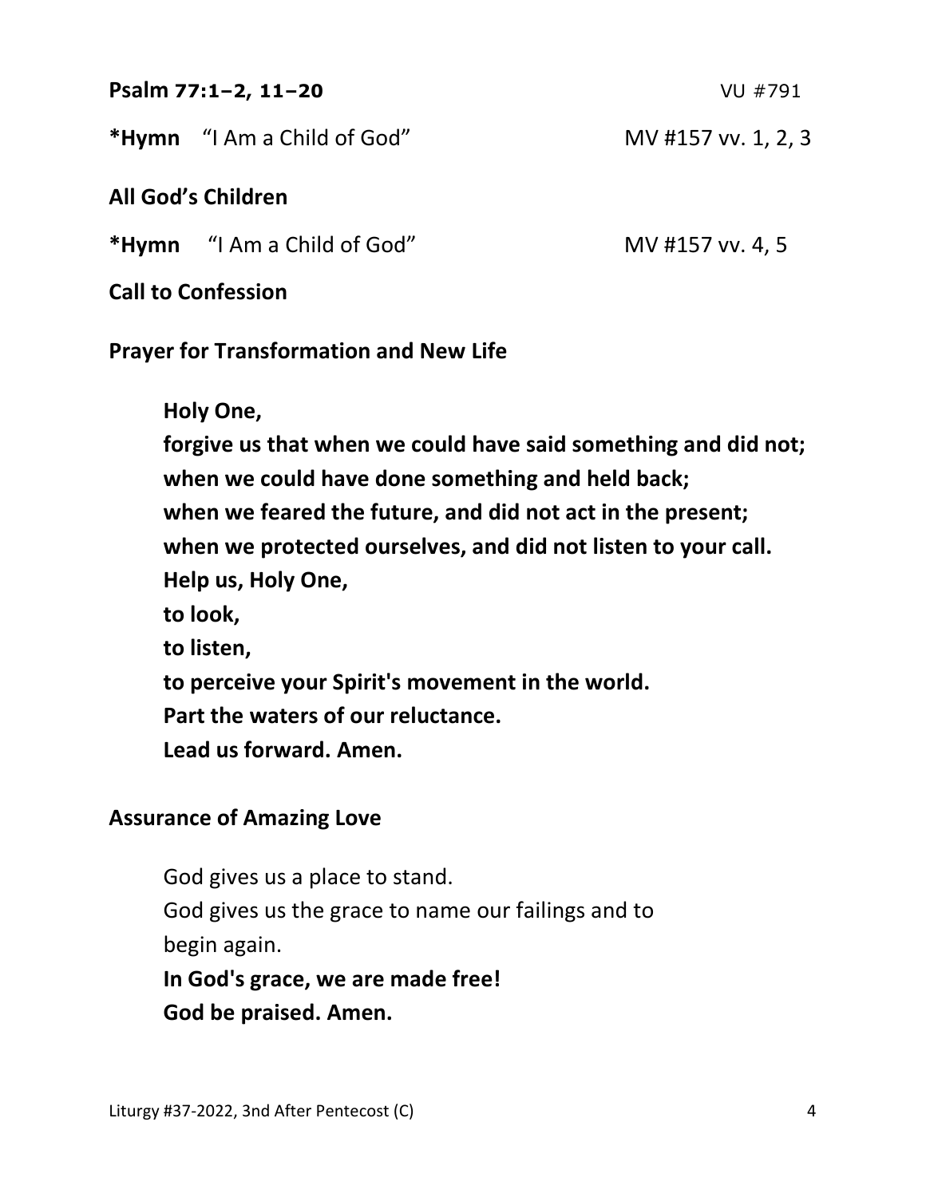**Psalm 77:1–2, 11–20** VU #791

***Hymn** "I Am a Child of God" MV #157 vv. 1, 2, 3

**All God's Children**

***Hymn** "I Am a Child of God" MV #157 vv. 4, 5

**Call to Confession**

**Prayer for Transformation and New Life**

> **Holy One,**
> **forgive us that when we could have said something and did not;**
> **when we could have done something and held back;**
> **when we feared the future, and did not act in the present;**
> **when we protected ourselves, and did not listen to your call.**
> **Help us, Holy One,**
> **to look,**
> **to listen,**
> **to perceive your Spirit's movement in the world.**
> **Part the waters of our reluctance.**
> **Lead us forward. Amen.**

**Assurance of Amazing Love**

> God gives us a place to stand.
> God gives us the grace to name our failings and to begin again.
> **In God's grace, we are made free!**
> **God be praised. Amen.**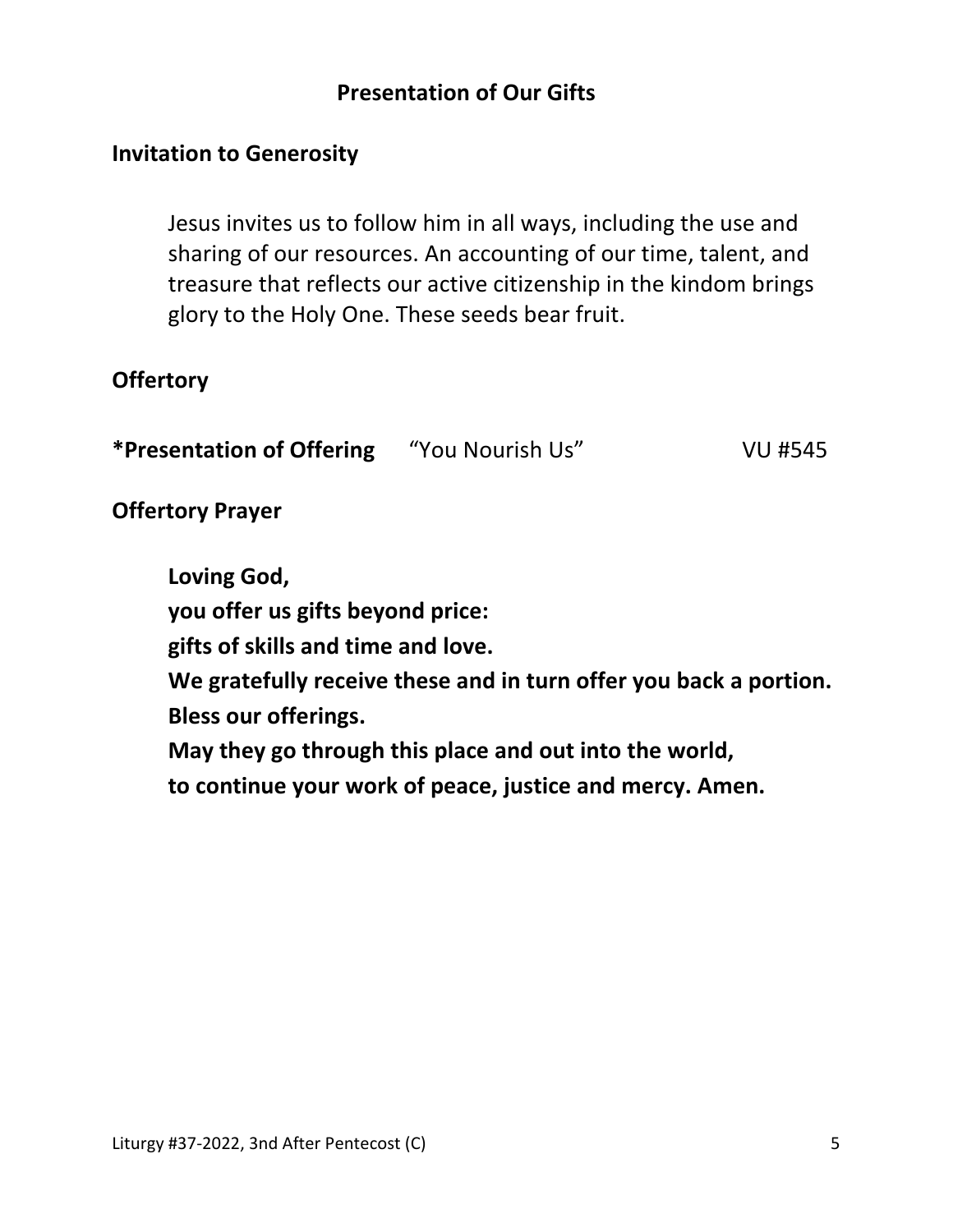## Presentation of Our Gifts

### Invitation to Generosity

Jesus invites us to follow him in all ways, including the use and sharing of our resources. An accounting of our time, talent, and treasure that reflects our active citizenship in the kindom brings glory to the Holy One. These seeds bear fruit.

### Offertory

**\*Presentation of Offering** "You Nourish Us" VU #545

### Offertory Prayer

**Loving God,**
**you offer us gifts beyond price:**
**gifts of skills and time and love.**
**We gratefully receive these and in turn offer you back a portion.**
**Bless our offerings.**
**May they go through this place and out into the world,**
**to continue your work of peace, justice and mercy. Amen.**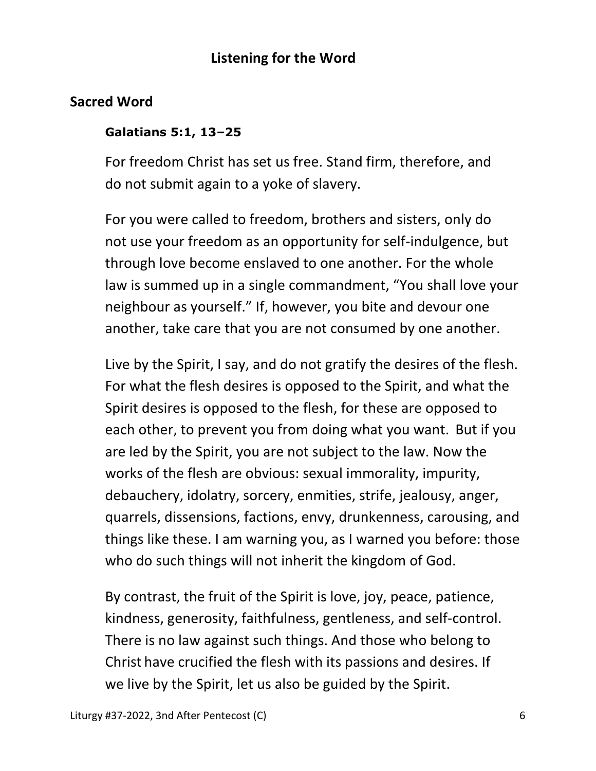## Listening for the Word

### Sacred Word

**Galatians 5:1, 13–25**

For freedom Christ has set us free. Stand firm, therefore, and do not submit again to a yoke of slavery.

For you were called to freedom, brothers and sisters, only do not use your freedom as an opportunity for self-indulgence, but through love become enslaved to one another. For the whole law is summed up in a single commandment, "You shall love your neighbour as yourself." If, however, you bite and devour one another, take care that you are not consumed by one another.

Live by the Spirit, I say, and do not gratify the desires of the flesh. For what the flesh desires is opposed to the Spirit, and what the Spirit desires is opposed to the flesh, for these are opposed to each other, to prevent you from doing what you want. But if you are led by the Spirit, you are not subject to the law. Now the works of the flesh are obvious: sexual immorality, impurity, debauchery, idolatry, sorcery, enmities, strife, jealousy, anger, quarrels, dissensions, factions, envy, drunkenness, carousing, and things like these. I am warning you, as I warned you before: those who do such things will not inherit the kingdom of God.

By contrast, the fruit of the Spirit is love, joy, peace, patience, kindness, generosity, faithfulness, gentleness, and self-control. There is no law against such things. And those who belong to Christ have crucified the flesh with its passions and desires. If we live by the Spirit, let us also be guided by the Spirit.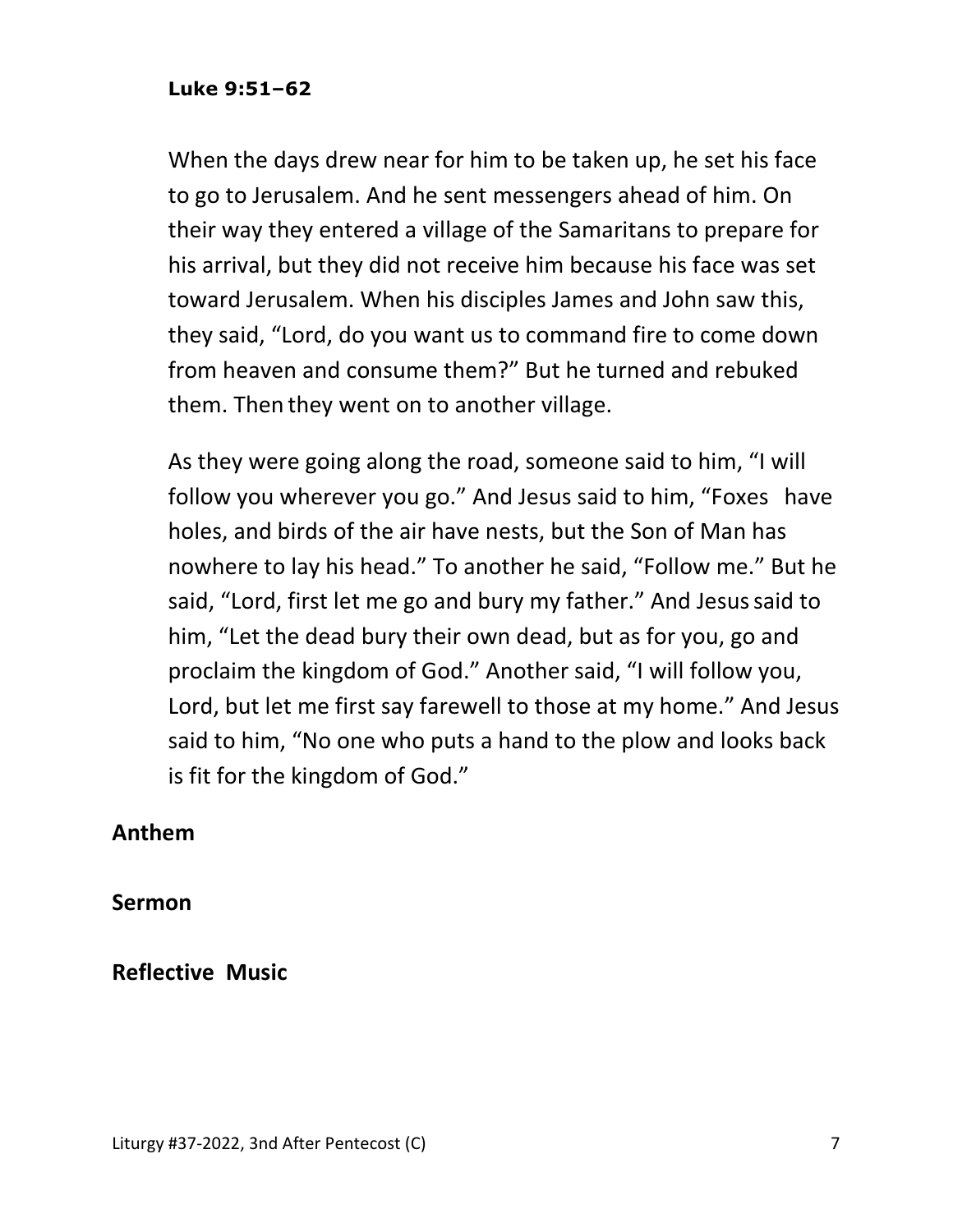**Luke 9:51–62**

When the days drew near for him to be taken up, he set his face to go to Jerusalem. And he sent messengers ahead of him. On their way they entered a village of the Samaritans to prepare for his arrival, but they did not receive him because his face was set toward Jerusalem. When his disciples James and John saw this, they said, "Lord, do you want us to command fire to come down from heaven and consume them?" But he turned and rebuked them. Then they went on to another village.

As they were going along the road, someone said to him, "I will follow you wherever you go." And Jesus said to him, "Foxes have holes, and birds of the air have nests, but the Son of Man has nowhere to lay his head." To another he said, "Follow me." But he said, "Lord, first let me go and bury my father." And Jesus said to him, "Let the dead bury their own dead, but as for you, go and proclaim the kingdom of God." Another said, "I will follow you, Lord, but let me first say farewell to those at my home." And Jesus said to him, "No one who puts a hand to the plow and looks back is fit for the kingdom of God."

**Anthem**

**Sermon**

**Reflective Music**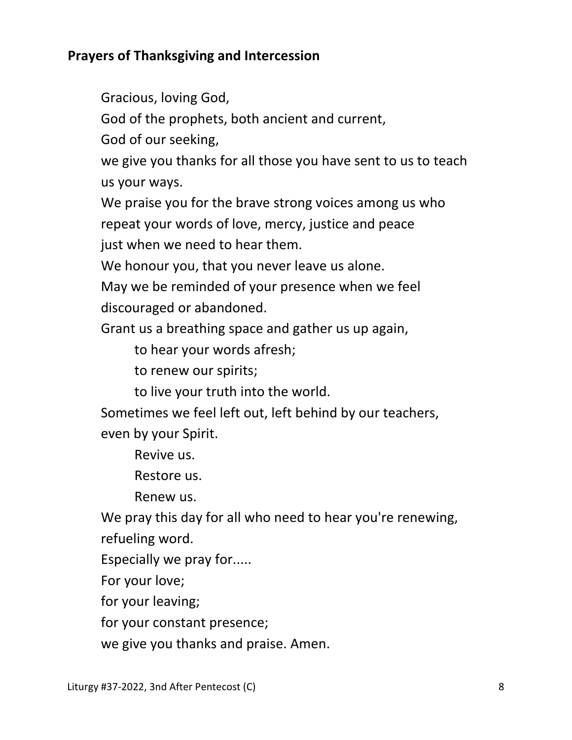**Prayers of Thanksgiving and Intercession**

Gracious, loving God,
God of the prophets, both ancient and current,
God of our seeking,
we give you thanks for all those you have sent to us to teach us your ways.
We praise you for the brave strong voices among us who repeat your words of love, mercy, justice and peace
just when we need to hear them.
We honour you, that you never leave us alone.
May we be reminded of your presence when we feel discouraged or abandoned.
Grant us a breathing space and gather us up again,

> to hear your words afresh;
> to renew our spirits;
> to live your truth into the world.

Sometimes we feel left out, left behind by our teachers, even by your Spirit.

> Revive us.
> Restore us.
> Renew us.

We pray this day for all who need to hear you're renewing, refueling word.
Especially we pray for.....
For your love;
for your leaving;
for your constant presence;
we give you thanks and praise. Amen.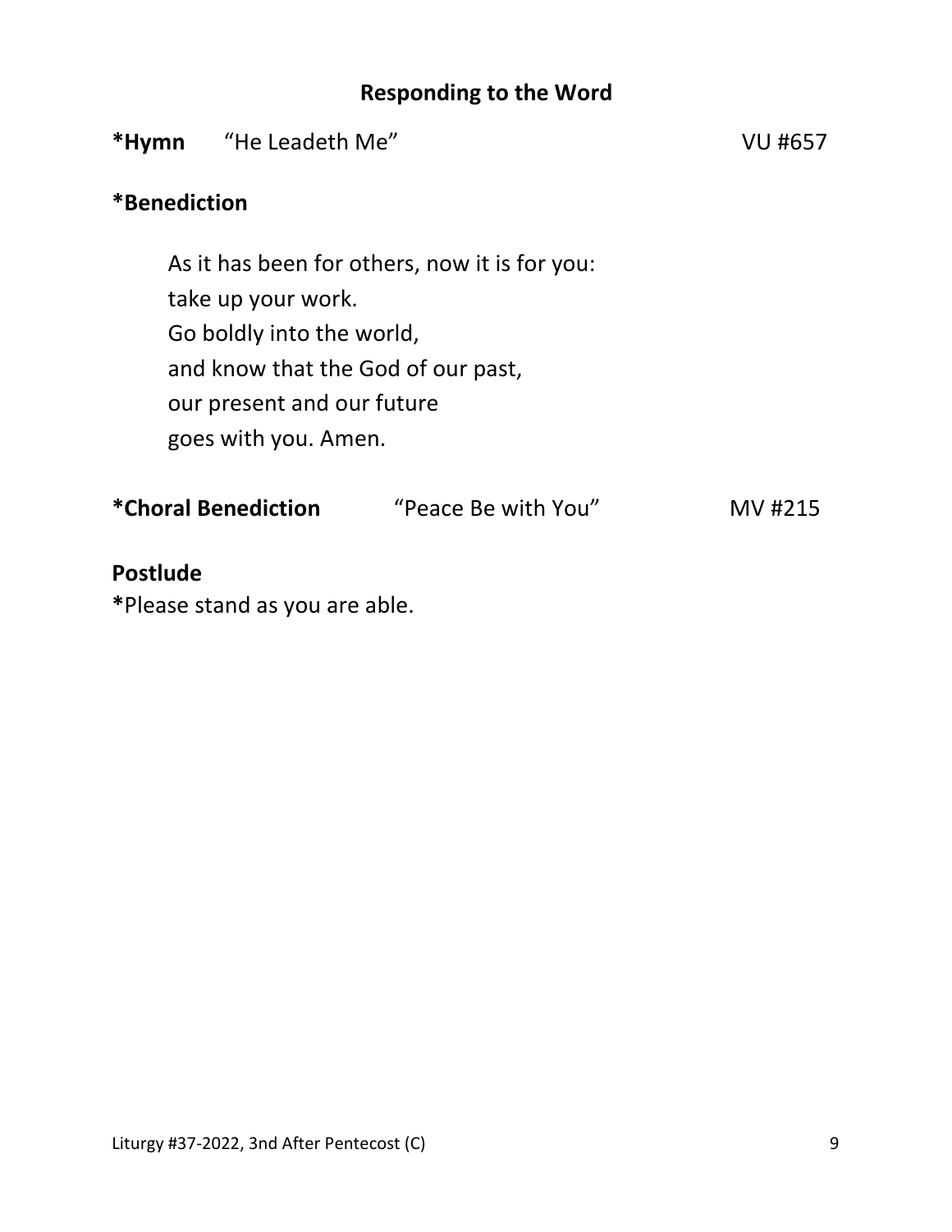## Responding to the Word

**\*Hymn** “He Leadeth Me” VU #657

**\*Benediction**

As it has been for others, now it is for you:
take up your work.
Go boldly into the world,
and know that the God of our past,
our present and our future
goes with you. Amen.

**\*Choral Benediction** “Peace Be with You” MV #215

**Postlude**

**\***Please stand as you are able.